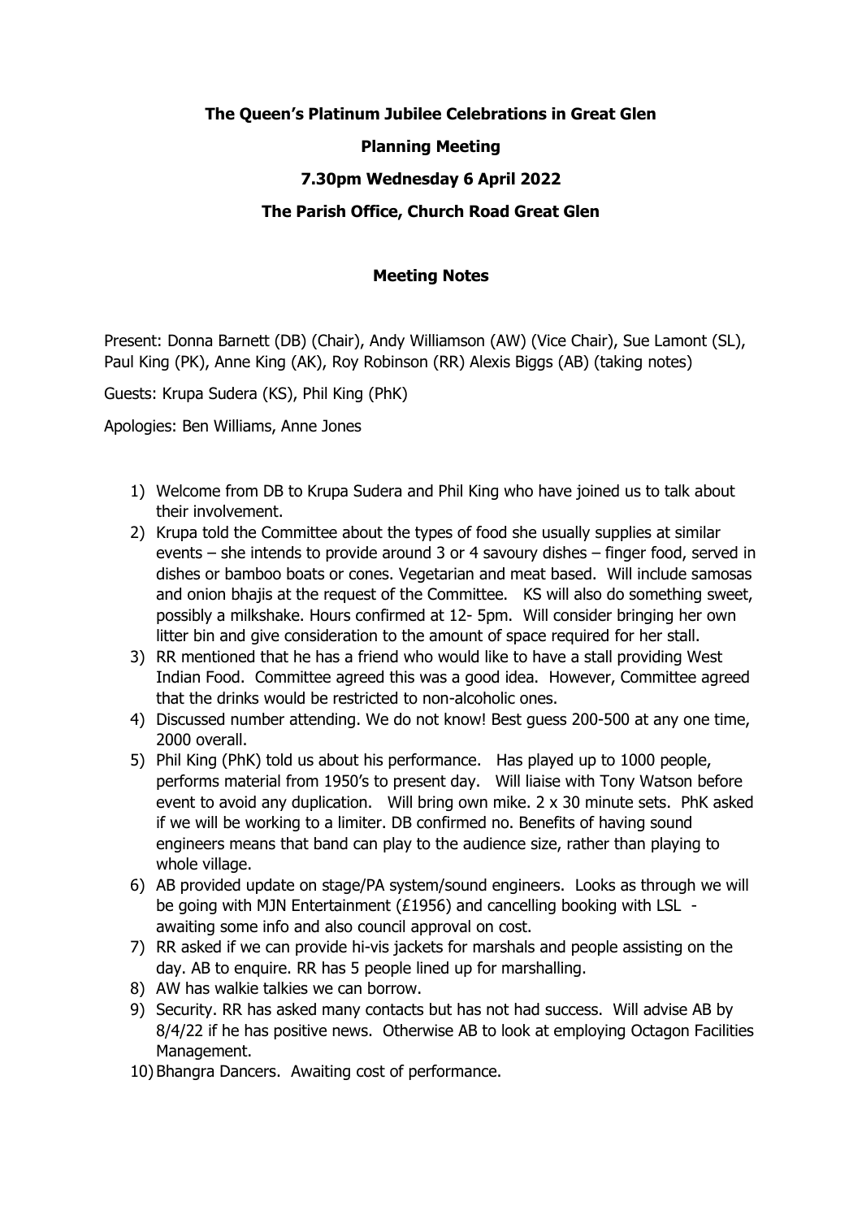**The Queen's Platinum Jubilee Celebrations in Great Glen**

**Planning Meeting**

**7.30pm Wednesday 6 April 2022**

**The Parish Office, Church Road Great Glen**

**Meeting Notes**

Present: Donna Barnett (DB) (Chair), Andy Williamson (AW) (Vice Chair), Sue Lamont (SL), Paul King (PK), Anne King (AK), Roy Robinson (RR) Alexis Biggs (AB) (taking notes)

Guests: Krupa Sudera (KS), Phil King (PhK)

Apologies: Ben Williams, Anne Jones

1) Welcome from DB to Krupa Sudera and Phil King who have joined us to talk about their involvement.
2) Krupa told the Committee about the types of food she usually supplies at similar events – she intends to provide around 3 or 4 savoury dishes – finger food, served in dishes or bamboo boats or cones. Vegetarian and meat based. Will include samosas and onion bhajis at the request of the Committee. KS will also do something sweet, possibly a milkshake. Hours confirmed at 12- 5pm. Will consider bringing her own litter bin and give consideration to the amount of space required for her stall.
3) RR mentioned that he has a friend who would like to have a stall providing West Indian Food. Committee agreed this was a good idea. However, Committee agreed that the drinks would be restricted to non-alcoholic ones.
4) Discussed number attending. We do not know! Best guess 200-500 at any one time, 2000 overall.
5) Phil King (PhK) told us about his performance. Has played up to 1000 people, performs material from 1950's to present day. Will liaise with Tony Watson before event to avoid any duplication. Will bring own mike. 2 x 30 minute sets. PhK asked if we will be working to a limiter. DB confirmed no. Benefits of having sound engineers means that band can play to the audience size, rather than playing to whole village.
6) AB provided update on stage/PA system/sound engineers. Looks as through we will be going with MJN Entertainment (£1956) and cancelling booking with LSL - awaiting some info and also council approval on cost.
7) RR asked if we can provide hi-vis jackets for marshals and people assisting on the day. AB to enquire. RR has 5 people lined up for marshalling.
8) AW has walkie talkies we can borrow.
9) Security. RR has asked many contacts but has not had success. Will advise AB by 8/4/22 if he has positive news. Otherwise AB to look at employing Octagon Facilities Management.
10) Bhangra Dancers. Awaiting cost of performance.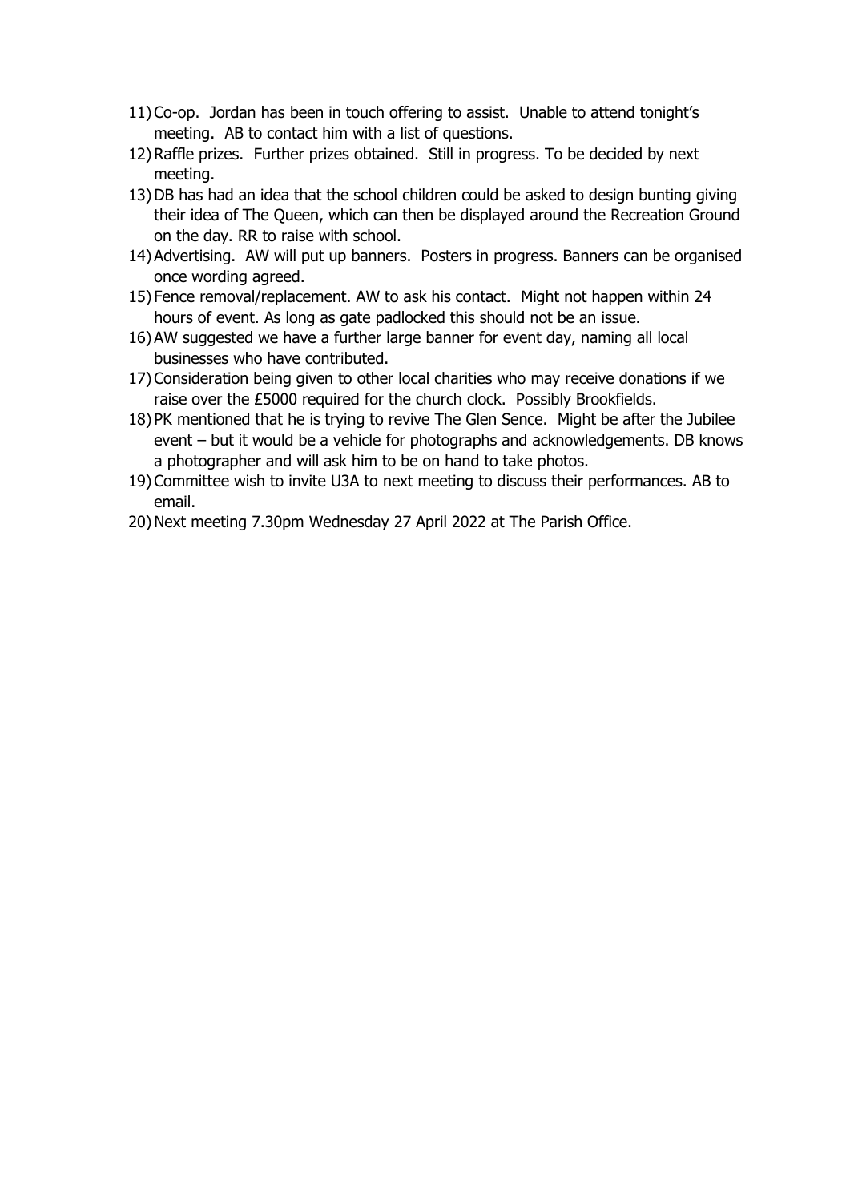11) Co-op. Jordan has been in touch offering to assist. Unable to attend tonight's meeting. AB to contact him with a list of questions.
12) Raffle prizes. Further prizes obtained. Still in progress. To be decided by next meeting.
13) DB has had an idea that the school children could be asked to design bunting giving their idea of The Queen, which can then be displayed around the Recreation Ground on the day. RR to raise with school.
14) Advertising. AW will put up banners. Posters in progress. Banners can be organised once wording agreed.
15) Fence removal/replacement. AW to ask his contact. Might not happen within 24 hours of event. As long as gate padlocked this should not be an issue.
16) AW suggested we have a further large banner for event day, naming all local businesses who have contributed.
17) Consideration being given to other local charities who may receive donations if we raise over the £5000 required for the church clock. Possibly Brookfields.
18) PK mentioned that he is trying to revive The Glen Sence. Might be after the Jubilee event – but it would be a vehicle for photographs and acknowledgements. DB knows a photographer and will ask him to be on hand to take photos.
19) Committee wish to invite U3A to next meeting to discuss their performances. AB to email.
20) Next meeting 7.30pm Wednesday 27 April 2022 at The Parish Office.